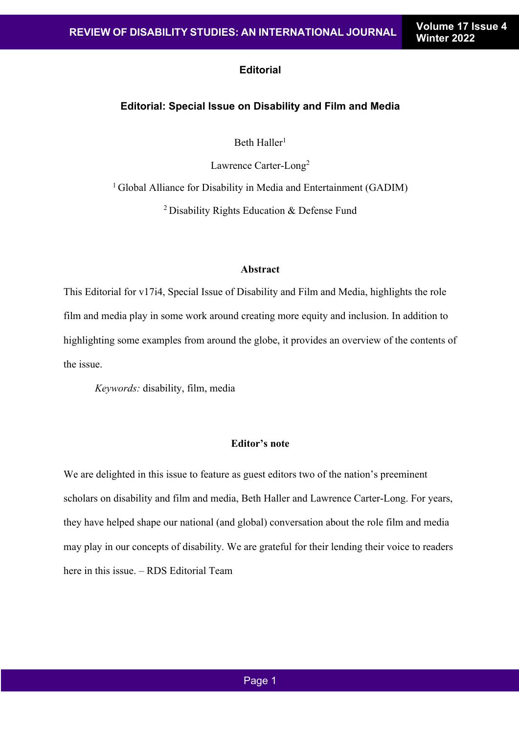# Editorial

## Editorial: Special Issue on Disability and Film and Media

Beth Haller[1]

Lawrence Carter-Long[2]

[1] Global Alliance for Disability in Media and Entertainment (GADIM)

[2] Disability Rights Education & Defense Fund

### Abstract

This Editorial for v17i4, Special Issue of Disability and Film and Media, highlights the role film and media play in some work around creating more equity and inclusion. In addition to highlighting some examples from around the globe, it provides an overview of the contents of the issue.

*Keywords:* disability, film, media

### Editor's note

We are delighted in this issue to feature as guest editors two of the nation's preeminent scholars on disability and film and media, Beth Haller and Lawrence Carter-Long. For years, they have helped shape our national (and global) conversation about the role film and media may play in our concepts of disability. We are grateful for their lending their voice to readers here in this issue. – RDS Editorial Team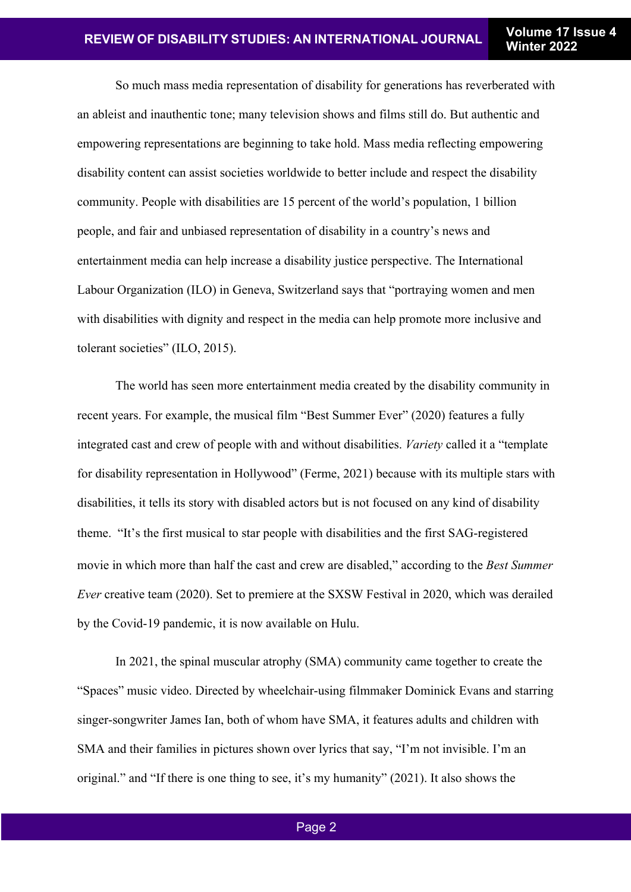So much mass media representation of disability for generations has reverberated with an ableist and inauthentic tone; many television shows and films still do. But authentic and empowering representations are beginning to take hold. Mass media reflecting empowering disability content can assist societies worldwide to better include and respect the disability community. People with disabilities are 15 percent of the world's population, 1 billion people, and fair and unbiased representation of disability in a country's news and entertainment media can help increase a disability justice perspective. The International Labour Organization (ILO) in Geneva, Switzerland says that "portraying women and men with disabilities with dignity and respect in the media can help promote more inclusive and tolerant societies" (ILO, 2015).

The world has seen more entertainment media created by the disability community in recent years. For example, the musical film "Best Summer Ever" (2020) features a fully integrated cast and crew of people with and without disabilities. *Variety* called it a "template for disability representation in Hollywood" (Ferme, 2021) because with its multiple stars with disabilities, it tells its story with disabled actors but is not focused on any kind of disability theme. "It's the first musical to star people with disabilities and the first SAG-registered movie in which more than half the cast and crew are disabled," according to the *Best Summer Ever* creative team (2020). Set to premiere at the SXSW Festival in 2020, which was derailed by the Covid-19 pandemic, it is now available on Hulu.

In 2021, the spinal muscular atrophy (SMA) community came together to create the "Spaces" music video. Directed by wheelchair-using filmmaker Dominick Evans and starring singer-songwriter James Ian, both of whom have SMA, it features adults and children with SMA and their families in pictures shown over lyrics that say, "I'm not invisible. I'm an original." and "If there is one thing to see, it's my humanity" (2021). It also shows the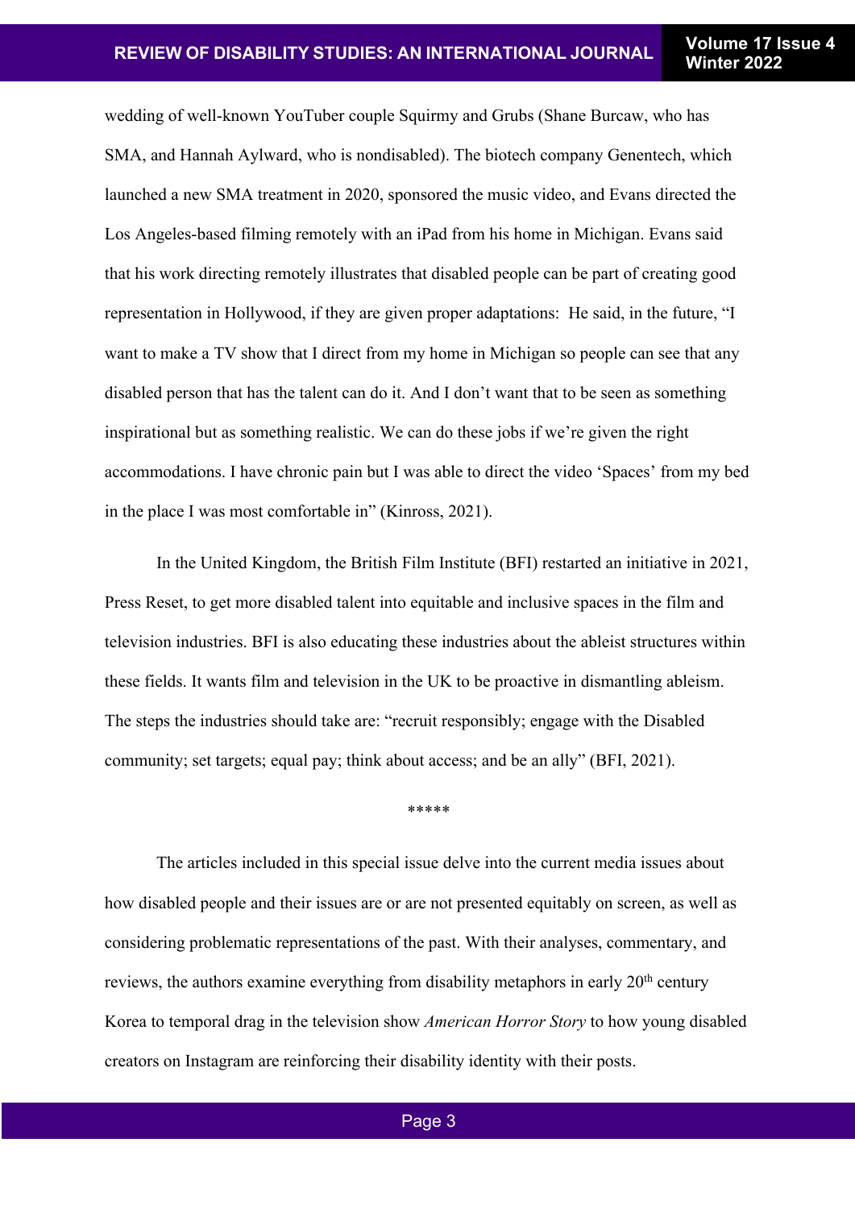wedding of well-known YouTuber couple Squirmy and Grubs (Shane Burcaw, who has SMA, and Hannah Aylward, who is nondisabled). The biotech company Genentech, which launched a new SMA treatment in 2020, sponsored the music video, and Evans directed the Los Angeles-based filming remotely with an iPad from his home in Michigan. Evans said that his work directing remotely illustrates that disabled people can be part of creating good representation in Hollywood, if they are given proper adaptations: He said, in the future, "I want to make a TV show that I direct from my home in Michigan so people can see that any disabled person that has the talent can do it. And I don't want that to be seen as something inspirational but as something realistic. We can do these jobs if we're given the right accommodations. I have chronic pain but I was able to direct the video 'Spaces' from my bed in the place I was most comfortable in" (Kinross, 2021).

In the United Kingdom, the British Film Institute (BFI) restarted an initiative in 2021, Press Reset, to get more disabled talent into equitable and inclusive spaces in the film and television industries. BFI is also educating these industries about the ableist structures within these fields. It wants film and television in the UK to be proactive in dismantling ableism. The steps the industries should take are: "recruit responsibly; engage with the Disabled community; set targets; equal pay; think about access; and be an ally" (BFI, 2021).

*****

The articles included in this special issue delve into the current media issues about how disabled people and their issues are or are not presented equitably on screen, as well as considering problematic representations of the past. With their analyses, commentary, and reviews, the authors examine everything from disability metaphors in early 20th century Korea to temporal drag in the television show *American Horror Story* to how young disabled creators on Instagram are reinforcing their disability identity with their posts.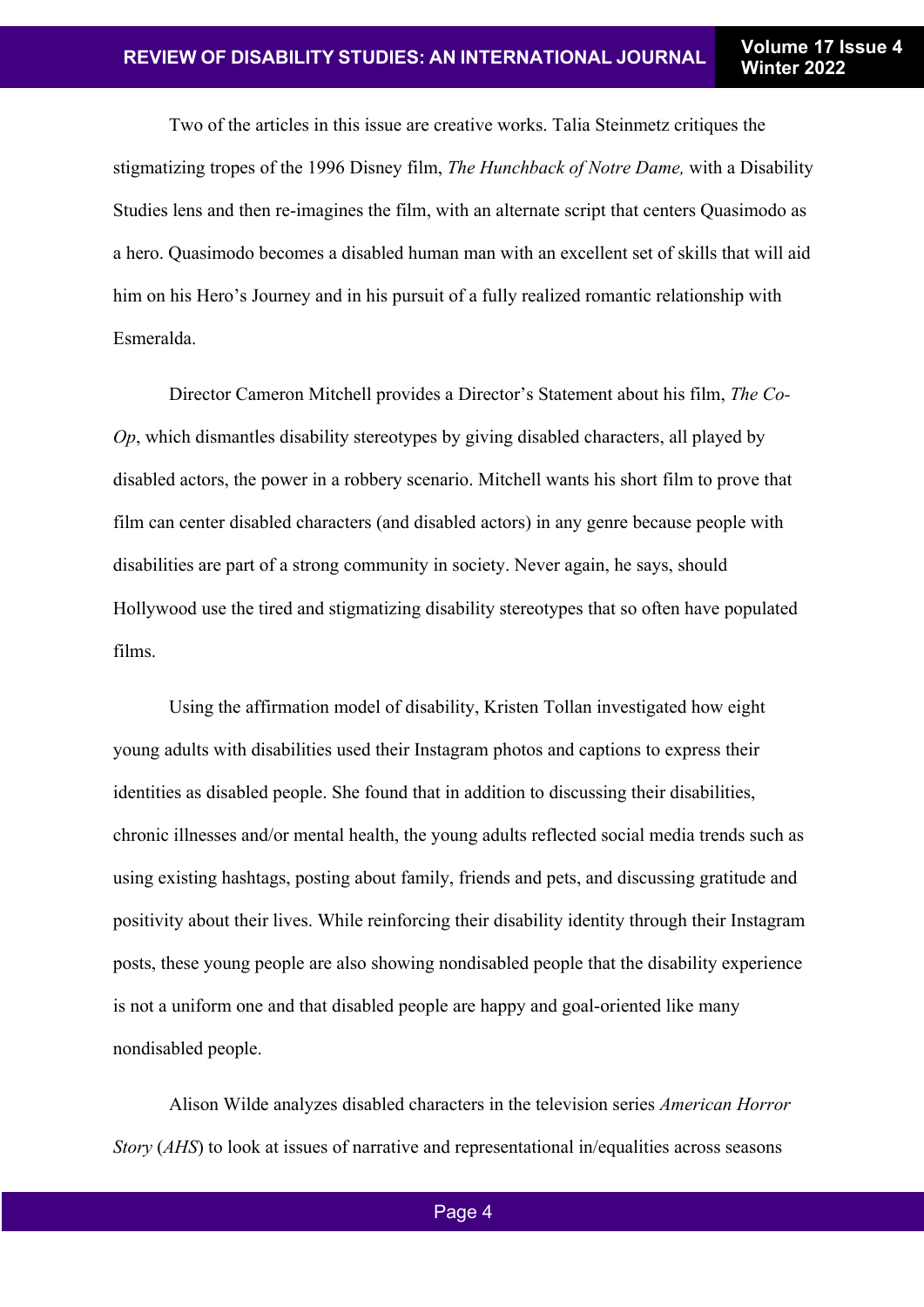Two of the articles in this issue are creative works. Talia Steinmetz critiques the stigmatizing tropes of the 1996 Disney film, *The Hunchback of Notre Dame,* with a Disability Studies lens and then re-imagines the film, with an alternate script that centers Quasimodo as a hero. Quasimodo becomes a disabled human man with an excellent set of skills that will aid him on his Hero's Journey and in his pursuit of a fully realized romantic relationship with Esmeralda.

Director Cameron Mitchell provides a Director's Statement about his film, *The Co-Op*, which dismantles disability stereotypes by giving disabled characters, all played by disabled actors, the power in a robbery scenario. Mitchell wants his short film to prove that film can center disabled characters (and disabled actors) in any genre because people with disabilities are part of a strong community in society. Never again, he says, should Hollywood use the tired and stigmatizing disability stereotypes that so often have populated films.

Using the affirmation model of disability, Kristen Tollan investigated how eight young adults with disabilities used their Instagram photos and captions to express their identities as disabled people. She found that in addition to discussing their disabilities, chronic illnesses and/or mental health, the young adults reflected social media trends such as using existing hashtags, posting about family, friends and pets, and discussing gratitude and positivity about their lives. While reinforcing their disability identity through their Instagram posts, these young people are also showing nondisabled people that the disability experience is not a uniform one and that disabled people are happy and goal-oriented like many nondisabled people.

Alison Wilde analyzes disabled characters in the television series *American Horror Story* (*AHS*) to look at issues of narrative and representational in/equalities across seasons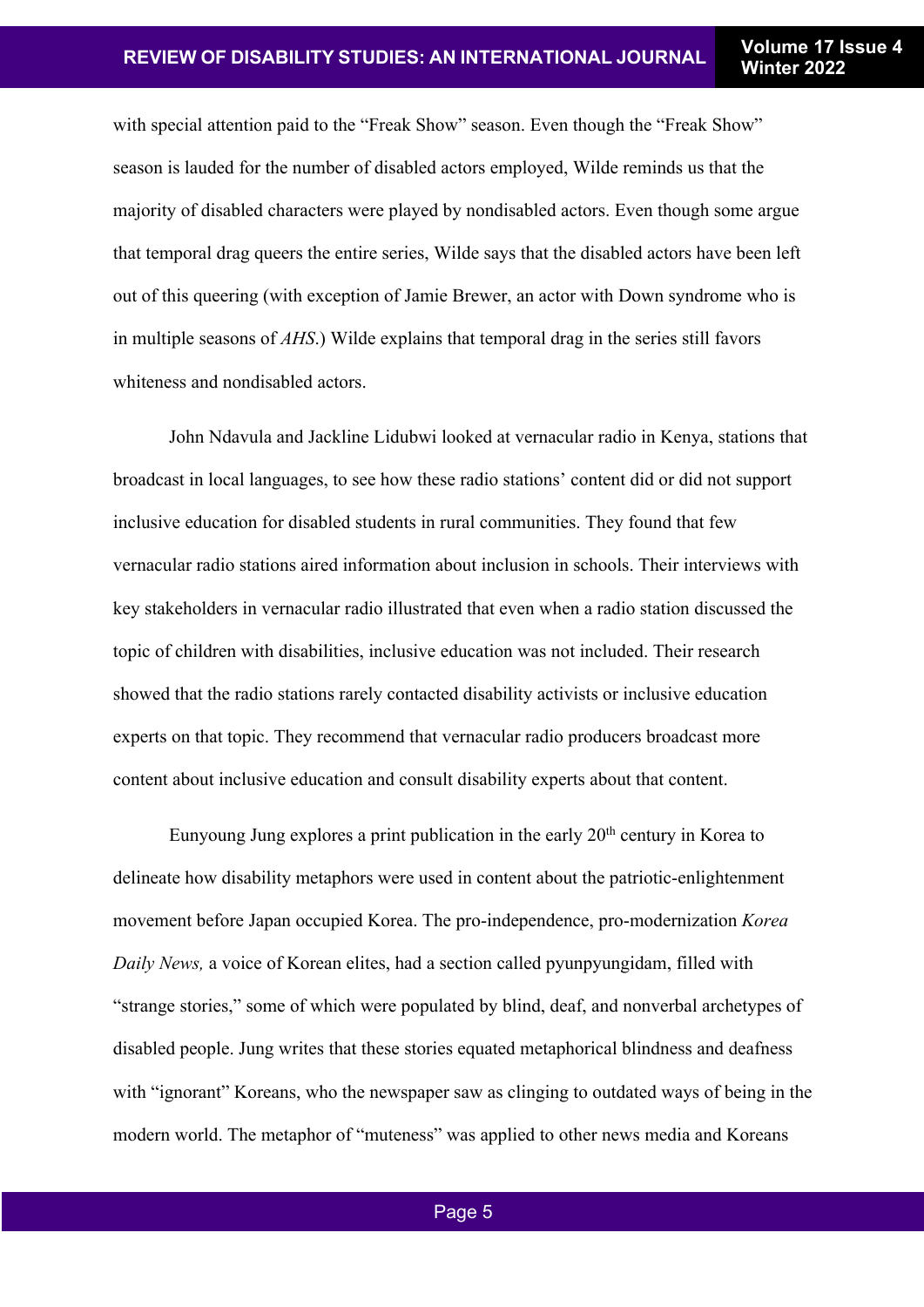with special attention paid to the "Freak Show" season. Even though the "Freak Show" season is lauded for the number of disabled actors employed, Wilde reminds us that the majority of disabled characters were played by nondisabled actors. Even though some argue that temporal drag queers the entire series, Wilde says that the disabled actors have been left out of this queering (with exception of Jamie Brewer, an actor with Down syndrome who is in multiple seasons of *AHS*.) Wilde explains that temporal drag in the series still favors whiteness and nondisabled actors.

John Ndavula and Jackline Lidubwi looked at vernacular radio in Kenya, stations that broadcast in local languages, to see how these radio stations' content did or did not support inclusive education for disabled students in rural communities. They found that few vernacular radio stations aired information about inclusion in schools. Their interviews with key stakeholders in vernacular radio illustrated that even when a radio station discussed the topic of children with disabilities, inclusive education was not included. Their research showed that the radio stations rarely contacted disability activists or inclusive education experts on that topic. They recommend that vernacular radio producers broadcast more content about inclusive education and consult disability experts about that content.

Eunyoung Jung explores a print publication in the early 20th century in Korea to delineate how disability metaphors were used in content about the patriotic-enlightenment movement before Japan occupied Korea. The pro-independence, pro-modernization *Korea Daily News,* a voice of Korean elites, had a section called pyunpyungidam, filled with "strange stories," some of which were populated by blind, deaf, and nonverbal archetypes of disabled people. Jung writes that these stories equated metaphorical blindness and deafness with "ignorant" Koreans, who the newspaper saw as clinging to outdated ways of being in the modern world. The metaphor of "muteness" was applied to other news media and Koreans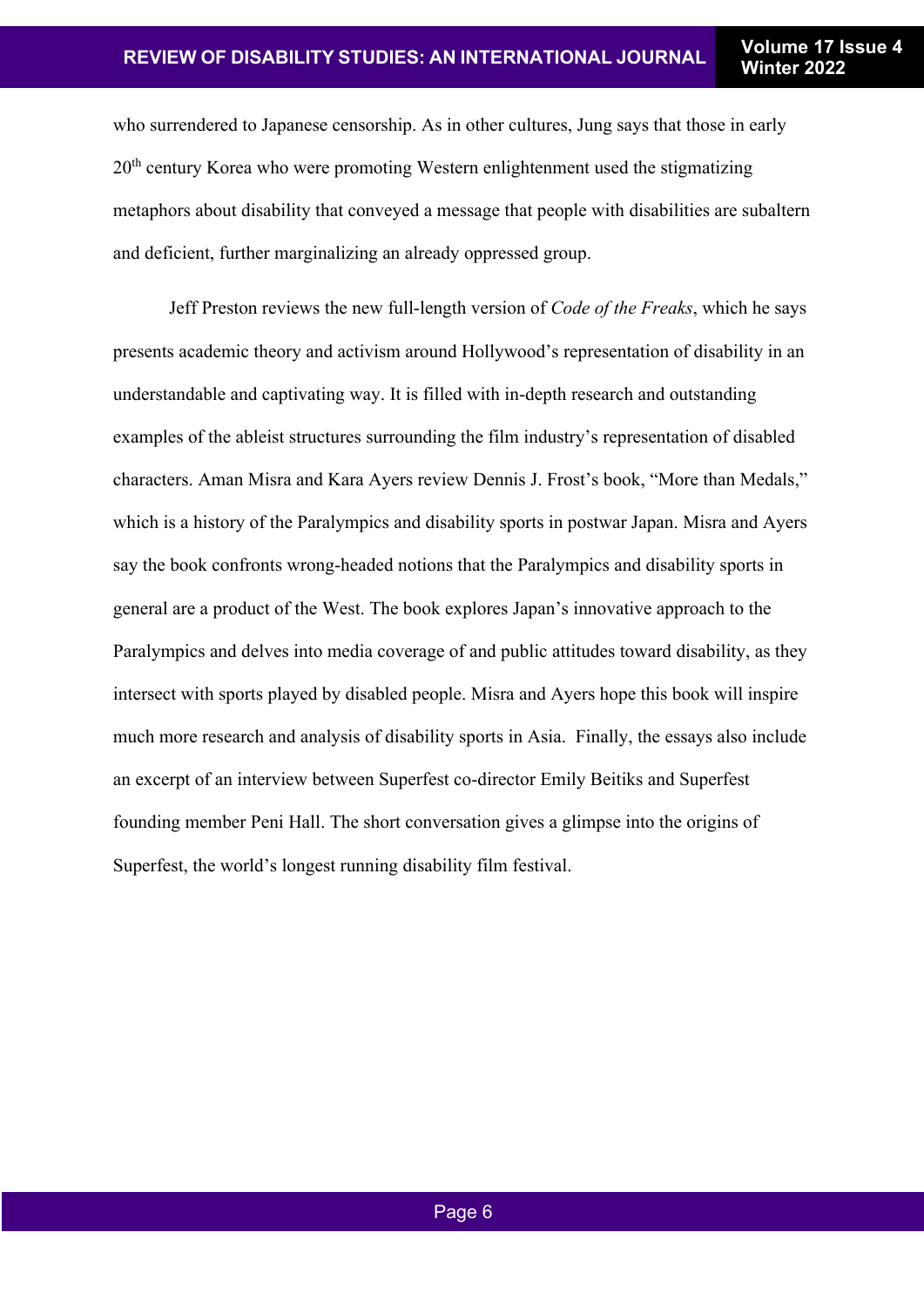who surrendered to Japanese censorship. As in other cultures, Jung says that those in early 20th century Korea who were promoting Western enlightenment used the stigmatizing metaphors about disability that conveyed a message that people with disabilities are subaltern and deficient, further marginalizing an already oppressed group.

Jeff Preston reviews the new full-length version of *Code of the Freaks*, which he says presents academic theory and activism around Hollywood's representation of disability in an understandable and captivating way. It is filled with in-depth research and outstanding examples of the ableist structures surrounding the film industry's representation of disabled characters. Aman Misra and Kara Ayers review Dennis J. Frost's book, "More than Medals," which is a history of the Paralympics and disability sports in postwar Japan. Misra and Ayers say the book confronts wrong-headed notions that the Paralympics and disability sports in general are a product of the West. The book explores Japan's innovative approach to the Paralympics and delves into media coverage of and public attitudes toward disability, as they intersect with sports played by disabled people. Misra and Ayers hope this book will inspire much more research and analysis of disability sports in Asia. Finally, the essays also include an excerpt of an interview between Superfest co-director Emily Beitiks and Superfest founding member Peni Hall. The short conversation gives a glimpse into the origins of Superfest, the world's longest running disability film festival.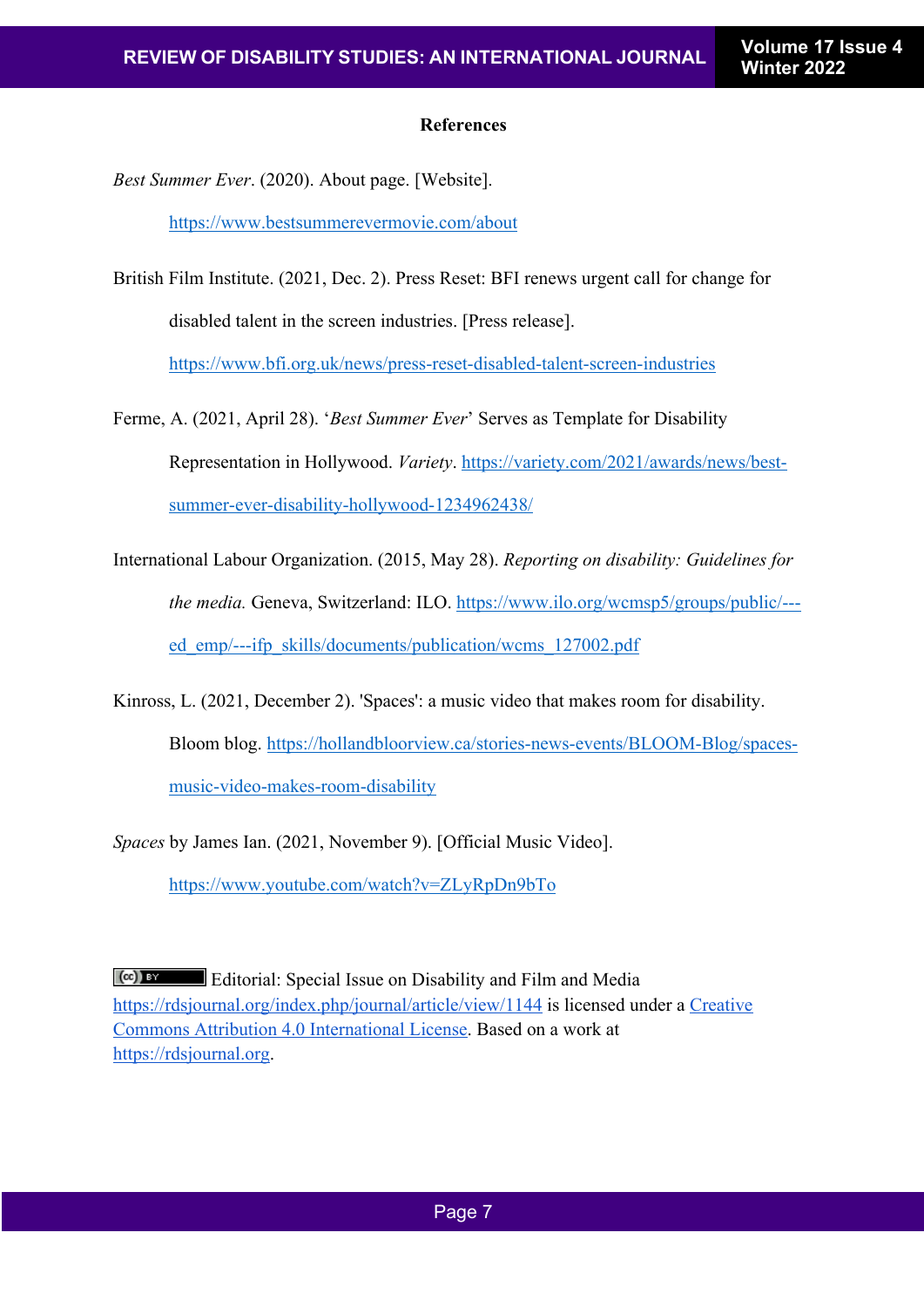## References

*Best Summer Ever*. (2020). About page. [Website]. https://www.bestsummerevermovie.com/about

British Film Institute. (2021, Dec. 2). Press Reset: BFI renews urgent call for change for disabled talent in the screen industries. [Press release]. https://www.bfi.org.uk/news/press-reset-disabled-talent-screen-industries

Ferme, A. (2021, April 28). '*Best Summer Ever*' Serves as Template for Disability Representation in Hollywood. *Variety*. https://variety.com/2021/awards/news/best-summer-ever-disability-hollywood-1234962438/

International Labour Organization. (2015, May 28). *Reporting on disability: Guidelines for the media.* Geneva, Switzerland: ILO. https://www.ilo.org/wcmsp5/groups/public/---ed_emp/---ifp_skills/documents/publication/wcms_127002.pdf

Kinross, L. (2021, December 2). 'Spaces': a music video that makes room for disability. Bloom blog. https://hollandbloorview.ca/stories-news-events/BLOOM-Blog/spaces-music-video-makes-room-disability

*Spaces* by James Ian. (2021, November 9). [Official Music Video]. https://www.youtube.com/watch?v=ZLyRpDn9bTo

Editorial: Special Issue on Disability and Film and Media https://rdsjournal.org/index.php/journal/article/view/1144 is licensed under a Creative Commons Attribution 4.0 International License. Based on a work at https://rdsjournal.org.